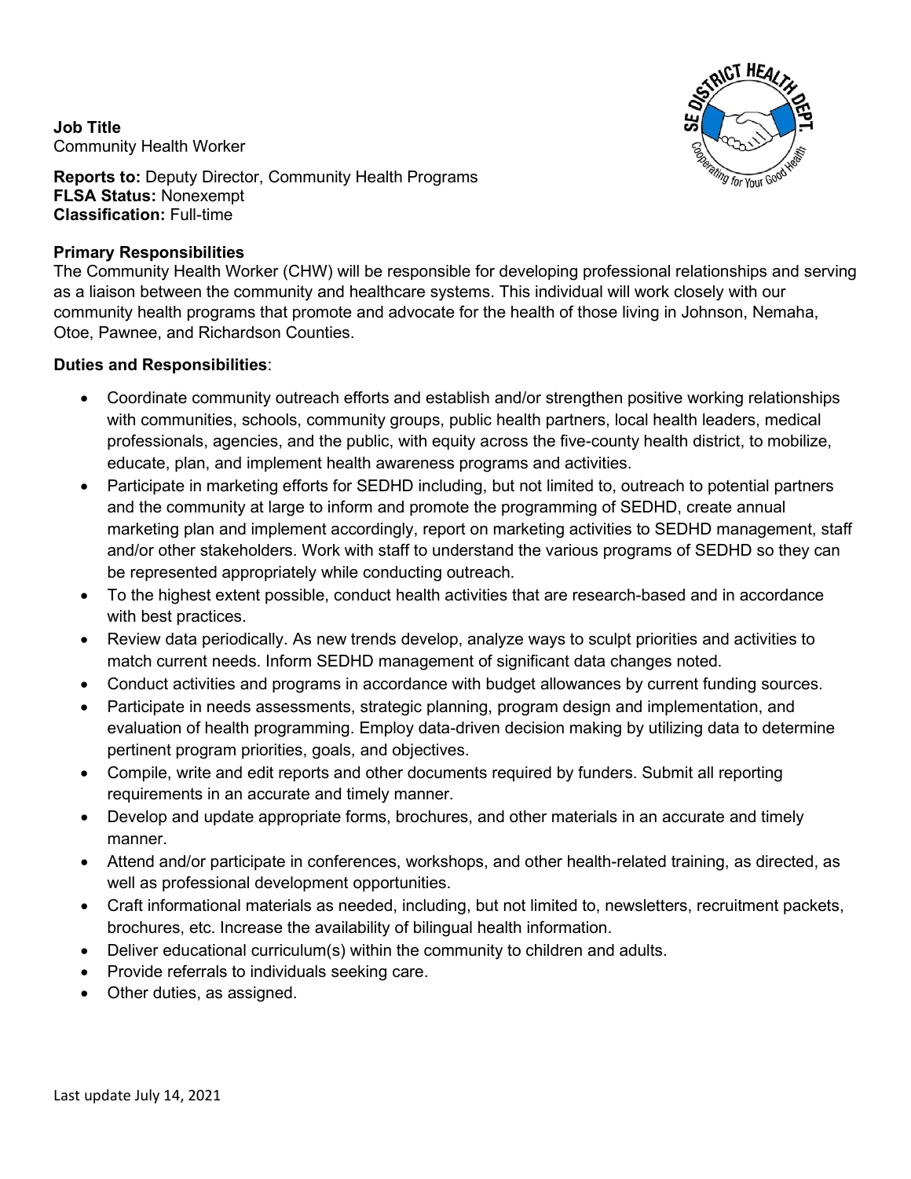**Job Title**
Community Health Worker

**Reports to:** Deputy Director, Community Health Programs
**FLSA Status:** Nonexempt
**Classification:** Full-time

**Primary Responsibilities**
The Community Health Worker (CHW) will be responsible for developing professional relationships and serving as a liaison between the community and healthcare systems. This individual will work closely with our community health programs that promote and advocate for the health of those living in Johnson, Nemaha, Otoe, Pawnee, and Richardson Counties.

**Duties and Responsibilities**:

- Coordinate community outreach efforts and establish and/or strengthen positive working relationships with communities, schools, community groups, public health partners, local health leaders, medical professionals, agencies, and the public, with equity across the five-county health district, to mobilize, educate, plan, and implement health awareness programs and activities.
- Participate in marketing efforts for SEDHD including, but not limited to, outreach to potential partners and the community at large to inform and promote the programming of SEDHD, create annual marketing plan and implement accordingly, report on marketing activities to SEDHD management, staff and/or other stakeholders. Work with staff to understand the various programs of SEDHD so they can be represented appropriately while conducting outreach.
- To the highest extent possible, conduct health activities that are research-based and in accordance with best practices.
- Review data periodically. As new trends develop, analyze ways to sculpt priorities and activities to match current needs. Inform SEDHD management of significant data changes noted.
- Conduct activities and programs in accordance with budget allowances by current funding sources.
- Participate in needs assessments, strategic planning, program design and implementation, and evaluation of health programming. Employ data-driven decision making by utilizing data to determine pertinent program priorities, goals, and objectives.
- Compile, write and edit reports and other documents required by funders. Submit all reporting requirements in an accurate and timely manner.
- Develop and update appropriate forms, brochures, and other materials in an accurate and timely manner.
- Attend and/or participate in conferences, workshops, and other health-related training, as directed, as well as professional development opportunities.
- Craft informational materials as needed, including, but not limited to, newsletters, recruitment packets, brochures, etc. Increase the availability of bilingual health information.
- Deliver educational curriculum(s) within the community to children and adults.
- Provide referrals to individuals seeking care.
- Other duties, as assigned.

Last update July 14, 2021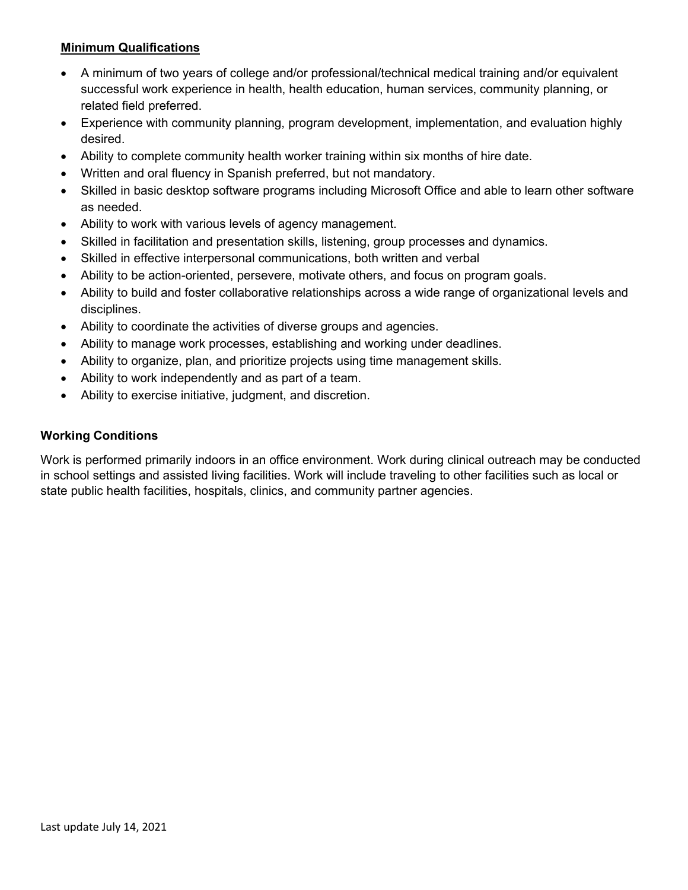## **Minimum Qualifications**

- A minimum of two years of college and/or professional/technical medical training and/or equivalent successful work experience in health, health education, human services, community planning, or related field preferred.
- Experience with community planning, program development, implementation, and evaluation highly desired.
- Ability to complete community health worker training within six months of hire date.
- Written and oral fluency in Spanish preferred, but not mandatory.
- Skilled in basic desktop software programs including Microsoft Office and able to learn other software as needed.
- Ability to work with various levels of agency management.
- Skilled in facilitation and presentation skills, listening, group processes and dynamics.
- Skilled in effective interpersonal communications, both written and verbal
- Ability to be action-oriented, persevere, motivate others, and focus on program goals.
- Ability to build and foster collaborative relationships across a wide range of organizational levels and disciplines.
- Ability to coordinate the activities of diverse groups and agencies.
- Ability to manage work processes, establishing and working under deadlines.
- Ability to organize, plan, and prioritize projects using time management skills.
- Ability to work independently and as part of a team.
- Ability to exercise initiative, judgment, and discretion.

## **Working Conditions**

Work is performed primarily indoors in an office environment. Work during clinical outreach may be conducted in school settings and assisted living facilities. Work will include traveling to other facilities such as local or state public health facilities, hospitals, clinics, and community partner agencies.

Last update July 14, 2021